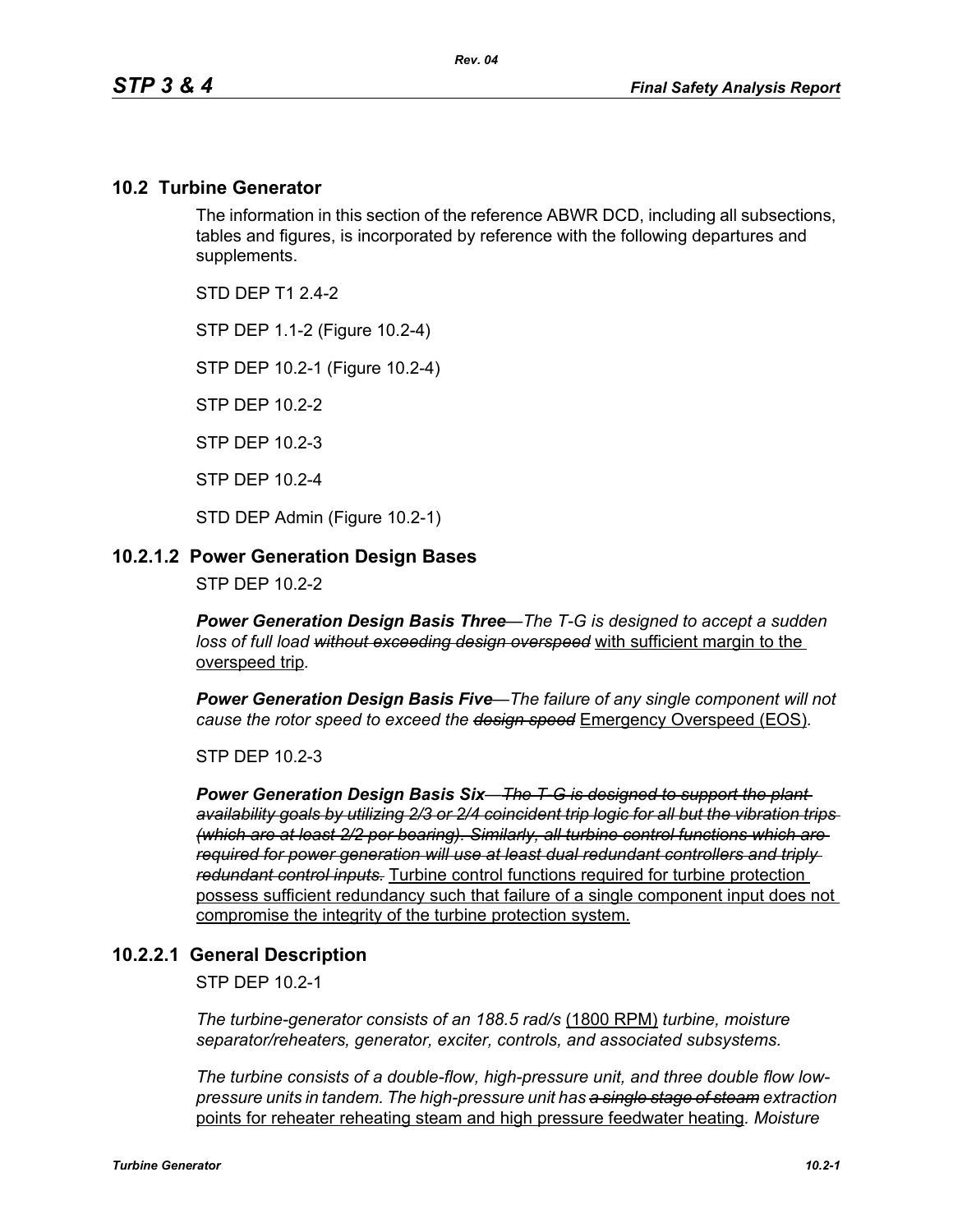## 10.2 Turbine Generator

The information in this section of the reference ABWR DCD, including all subsections, tables and figures, is incorporated by reference with the following departures and supplements.

STD DEP T1 2.4-2

STP DEP 1.1-2 (Figure 10.2-4)

STP DEP 10.2-1 (Figure 10.2-4)

STP DEP 10.2-2

STP DEP 10.2-3

STP DEP 10.2-4

STD DEP Admin (Figure 10.2-1)

### 10.2.1.2 Power Generation Design Bases

STP DEP 10.2-2

***Power Generation Design Basis Three****—The T-G is designed to accept a sudden loss of full load* ~~*without exceeding design overspeed*~~ <u>with sufficient margin to the overspeed trip</u>*.*

***Power Generation Design Basis Five****—The failure of any single component will not cause the rotor speed to exceed the* ~~*design speed*~~ <u>Emergency Overspeed (EOS)</u>*.*

STP DEP 10.2-3

***Power Generation Design Basis Six*** ~~*—The T-G is designed to support the plant availability goals by utilizing 2/3 or 2/4 coincident trip logic for all but the vibration trips (which are at least 2/2 per bearing). Similarly, all turbine control functions which are required for power generation will use at least dual redundant controllers and triply redundant control inputs.*~~ <u>Turbine control functions required for turbine protection possess sufficient redundancy such that failure of a single component input does not compromise the integrity of the turbine protection system.</u>

### 10.2.2.1 General Description

STP DEP 10.2-1

*The turbine-generator consists of an 188.5 rad/s* <u>(1800 RPM)</u> *turbine, moisture separator/reheaters, generator, exciter, controls, and associated subsystems.*

*The turbine consists of a double-flow, high-pressure unit, and three double flow low-pressure units in tandem. The high-pressure unit has* ~~*a single stage of steam*~~ *extraction* <u>points for reheater reheating steam and high pressure feedwater heating</u>*. Moisture*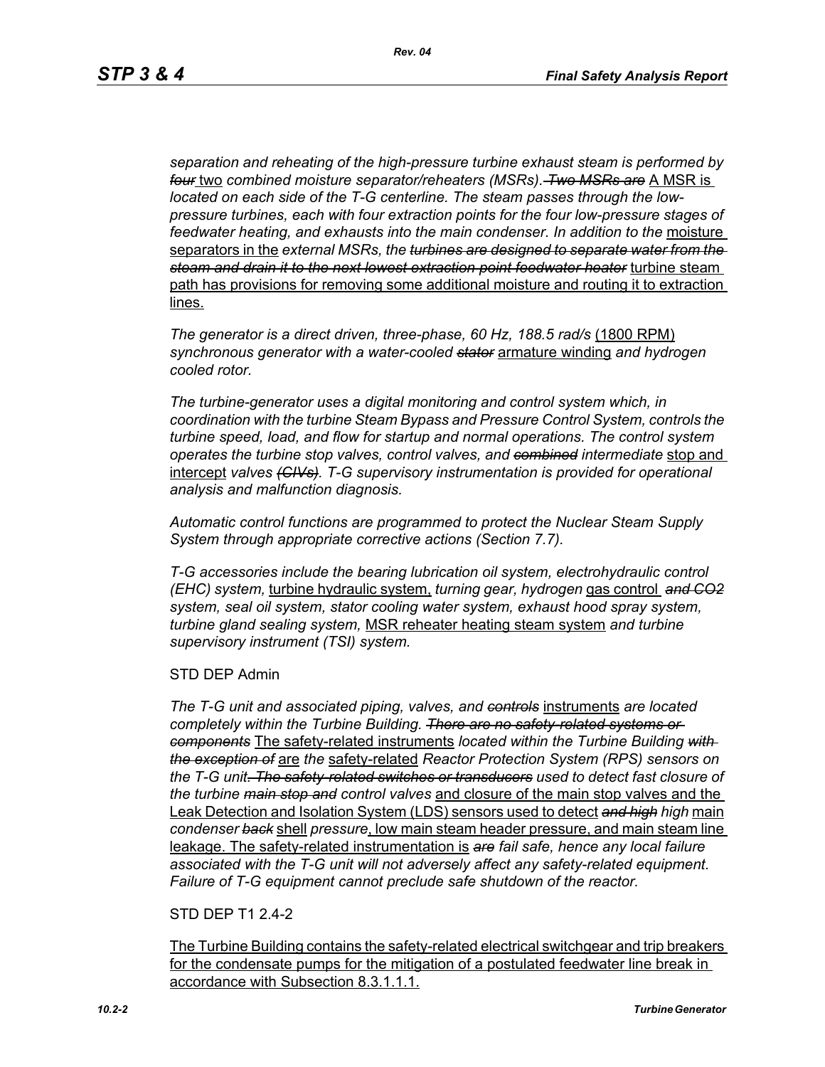*separation and reheating of the high-pressure turbine exhaust steam is performed by* ~~*four*~~ two *combined moisture separator/reheaters (MSRs).* ~~*Two MSRs are*~~ A MSR is *located on each side of the T-G centerline. The steam passes through the low-pressure turbines, each with four extraction points for the four low-pressure stages of feedwater heating, and exhausts into the main condenser. In addition to the* moisture separators in the *external MSRs, the* ~~*turbines are designed to separate water from the steam and drain it to the next lowest extraction point feedwater heater*~~ turbine steam path has provisions for removing some additional moisture and routing it to extraction lines.

*The generator is a direct driven, three-phase, 60 Hz, 188.5 rad/s* (1800 RPM) *synchronous generator with a water-cooled* ~~*stator*~~ armature winding *and hydrogen cooled rotor.*

*The turbine-generator uses a digital monitoring and control system which, in coordination with the turbine Steam Bypass and Pressure Control System, controls the turbine speed, load, and flow for startup and normal operations. The control system operates the turbine stop valves, control valves, and* ~~*combined*~~ *intermediate* stop and intercept *valves* ~~*(CIVs)*~~*. T-G supervisory instrumentation is provided for operational analysis and malfunction diagnosis.*

*Automatic control functions are programmed to protect the Nuclear Steam Supply System through appropriate corrective actions (Section 7.7).*

*T-G accessories include the bearing lubrication oil system, electrohydraulic control (EHC) system,* turbine hydraulic system, *turning gear, hydrogen* gas control ~~*and CO2*~~ *system, seal oil system, stator cooling water system, exhaust hood spray system, turbine gland sealing system,* MSR reheater heating steam system *and turbine supervisory instrument (TSI) system.*

STD DEP Admin

*The T-G unit and associated piping, valves, and* ~~*controls*~~ instruments *are located completely within the Turbine Building.* ~~*There are no safety-related systems or components*~~ The safety-related instruments *located within the Turbine Building* ~~*with the exception of*~~ are *the* safety-related *Reactor Protection System (RPS) sensors on the T-G unit*~~*. The safety-related switches or transducers*~~ *used to detect fast closure of the turbine* ~~*main stop and*~~ *control valves* and closure of the main stop valves and the Leak Detection and Isolation System (LDS) sensors used to detect ~~*and high*~~ *high* main *condenser* ~~*back*~~ shell *pressure*, low main steam header pressure, and main steam line leakage. The safety-related instrumentation is ~~*are*~~ *fail safe, hence any local failure associated with the T-G unit will not adversely affect any safety-related equipment. Failure of T-G equipment cannot preclude safe shutdown of the reactor.*

STD DEP T1 2.4-2

The Turbine Building contains the safety-related electrical switchgear and trip breakers for the condensate pumps for the mitigation of a postulated feedwater line break in accordance with Subsection 8.3.1.1.1.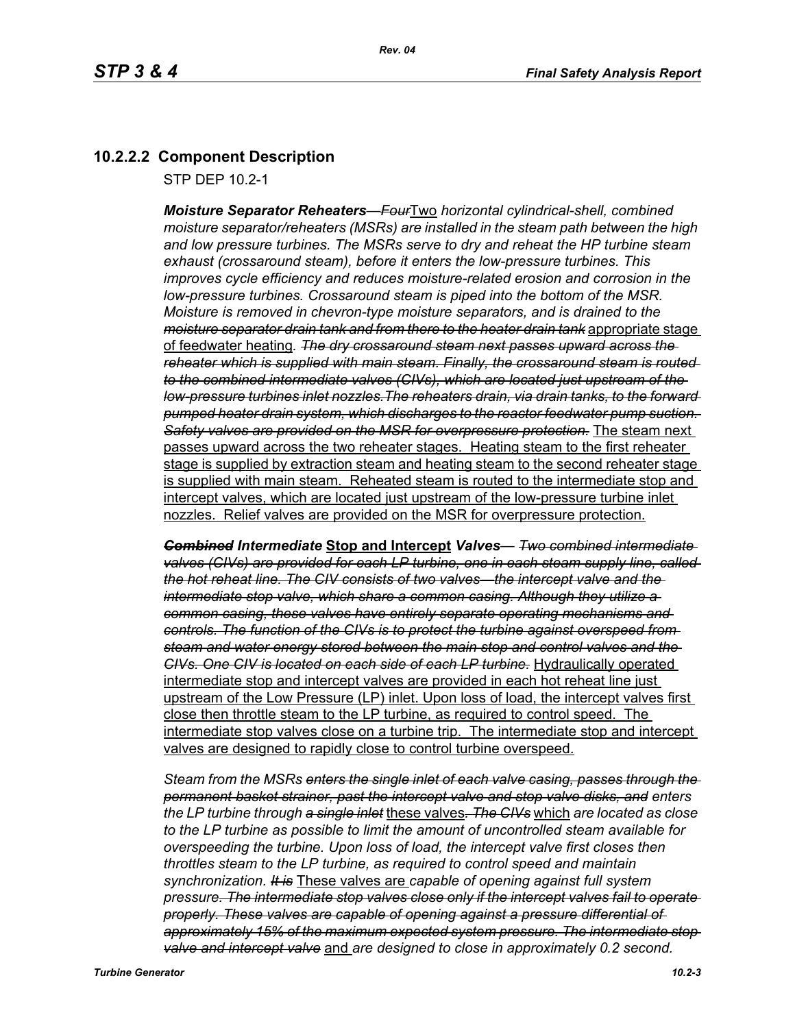## 10.2.2.2 Component Description

STP DEP 10.2-1

***Moisture Separator Reheaters***— ~~*Four*~~Two *horizontal cylindrical-shell, combined moisture separator/reheaters (MSRs) are installed in the steam path between the high and low pressure turbines. The MSRs serve to dry and reheat the HP turbine steam exhaust (crossaround steam), before it enters the low-pressure turbines. This improves cycle efficiency and reduces moisture-related erosion and corrosion in the low-pressure turbines. Crossaround steam is piped into the bottom of the MSR. Moisture is removed in chevron-type moisture separators, and is drained to the* ~~*moisture separator drain tank and from there to the heater drain tank*~~ appropriate stage of feedwater heating*.* ~~*The dry crossaround steam next passes upward across the reheater which is supplied with main steam. Finally, the crossaround steam is routed to the combined intermediate valves (CIVs), which are located just upstream of the low-pressure turbines inlet nozzles.The reheaters drain, via drain tanks, to the forward pumped heater drain system, which discharges to the reactor feedwater pump suction. Safety valves are provided on the MSR for overpressure protection.*~~ The steam next passes upward across the two reheater stages. Heating steam to the first reheater stage is supplied by extraction steam and heating steam to the second reheater stage is supplied with main steam. Reheated steam is routed to the intermediate stop and intercept valves, which are located just upstream of the low-pressure turbine inlet nozzles. Relief valves are provided on the MSR for overpressure protection.

~~***Combined***~~ ***Intermediate*** **Stop and Intercept** ***Valves***— ~~*Two combined intermediate valves (CIVs) are provided for each LP turbine, one in each steam supply line, called the hot reheat line. The CIV consists of two valves—the intercept valve and the intermediate stop valve, which share a common casing. Although they utilize a common casing, these valves have entirely separate operating mechanisms and controls. The function of the CIVs is to protect the turbine against overspeed from steam and water energy stored between the main stop and control valves and the CIVs. One CIV is located on each side of each LP turbine.*~~ Hydraulically operated intermediate stop and intercept valves are provided in each hot reheat line just upstream of the Low Pressure (LP) inlet. Upon loss of load, the intercept valves first close then throttle steam to the LP turbine, as required to control speed. The intermediate stop valves close on a turbine trip. The intermediate stop and intercept valves are designed to rapidly close to control turbine overspeed.

*Steam from the MSRs* ~~*enters the single inlet of each valve casing, passes through the permanent basket strainer, past the intercept valve and stop valve disks, and*~~ *enters the LP turbine through* ~~*a single inlet*~~ these valves~~*. The CIVs*~~ which *are located as close to the LP turbine as possible to limit the amount of uncontrolled steam available for overspeeding the turbine. Upon loss of load, the intercept valve first closes then throttles steam to the LP turbine, as required to control speed and maintain synchronization.* ~~*It is*~~ These valves are *capable of opening against full system pressure*~~*. The intermediate stop valves close only if the intercept valves fail to operate properly. These valves are capable of opening against a pressure differential of approximately 15% of the maximum expected system pressure. The intermediate stop valve and intercept valve*~~ and *are designed to close in approximately 0.2 second.*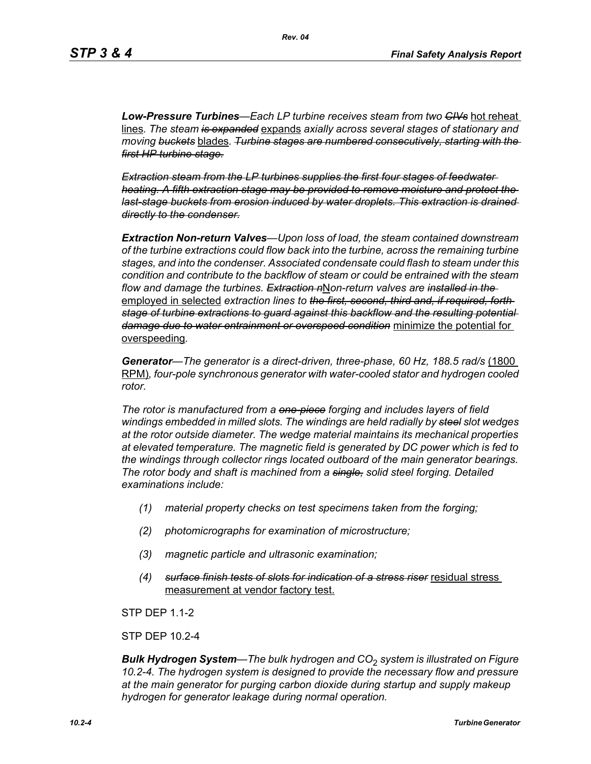***Low-Pressure Turbines****—Each LP turbine receives steam from two* ~~*CIVs*~~ <u>hot reheat lines</u>*. The steam* ~~*is expanded*~~ <u>expands</u> *axially across several stages of stationary and moving* ~~*buckets*~~ <u>blades</u>*.* ~~*Turbine stages are numbered consecutively, starting with the first HP turbine stage.*~~

~~*Extraction steam from the LP turbines supplies the first four stages of feedwater heating. A fifth extraction stage may be provided to remove moisture and protect the last-stage buckets from erosion induced by water droplets. This extraction is drained directly to the condenser.*~~

***Extraction Non-return Valves****—Upon loss of load, the steam contained downstream of the turbine extractions could flow back into the turbine, across the remaining turbine stages, and into the condenser. Associated condensate could flash to steam under this condition and contribute to the backflow of steam or could be entrained with the steam flow and damage the turbines.* ~~*Extraction n*~~<u>N</u>*on-return valves are* ~~*installed in the*~~ <u>employed in selected</u> *extraction lines to* ~~*the first, second, third and, if required, forth stage of turbine extractions to guard against this backflow and the resulting potential damage due to water entrainment or overspeed condition*~~ <u>minimize the potential for overspeeding</u>*.*

***Generator****—The generator is a direct-driven, three-phase, 60 Hz, 188.5 rad/s* <u>(1800 RPM)</u>*, four-pole synchronous generator with water-cooled stator and hydrogen cooled rotor.*

*The rotor is manufactured from a* ~~*one-piece*~~ *forging and includes layers of field windings embedded in milled slots. The windings are held radially by* ~~*steel*~~ *slot wedges at the rotor outside diameter. The wedge material maintains its mechanical properties at elevated temperature. The magnetic field is generated by DC power which is fed to the windings through collector rings located outboard of the main generator bearings. The rotor body and shaft is machined from a* ~~*single,*~~ *solid steel forging. Detailed examinations include:*

*(1) material property checks on test specimens taken from the forging;*

*(2) photomicrographs for examination of microstructure;*

*(3) magnetic particle and ultrasonic examination;*

*(4)* ~~*surface finish tests of slots for indication of a stress riser*~~ <u>residual stress measurement at vendor factory test.</u>

STP DEP 1.1-2

STP DEP 10.2-4

***Bulk Hydrogen System****—The bulk hydrogen and $CO_2$ system is illustrated on Figure 10.2-4. The hydrogen system is designed to provide the necessary flow and pressure at the main generator for purging carbon dioxide during startup and supply makeup hydrogen for generator leakage during normal operation.*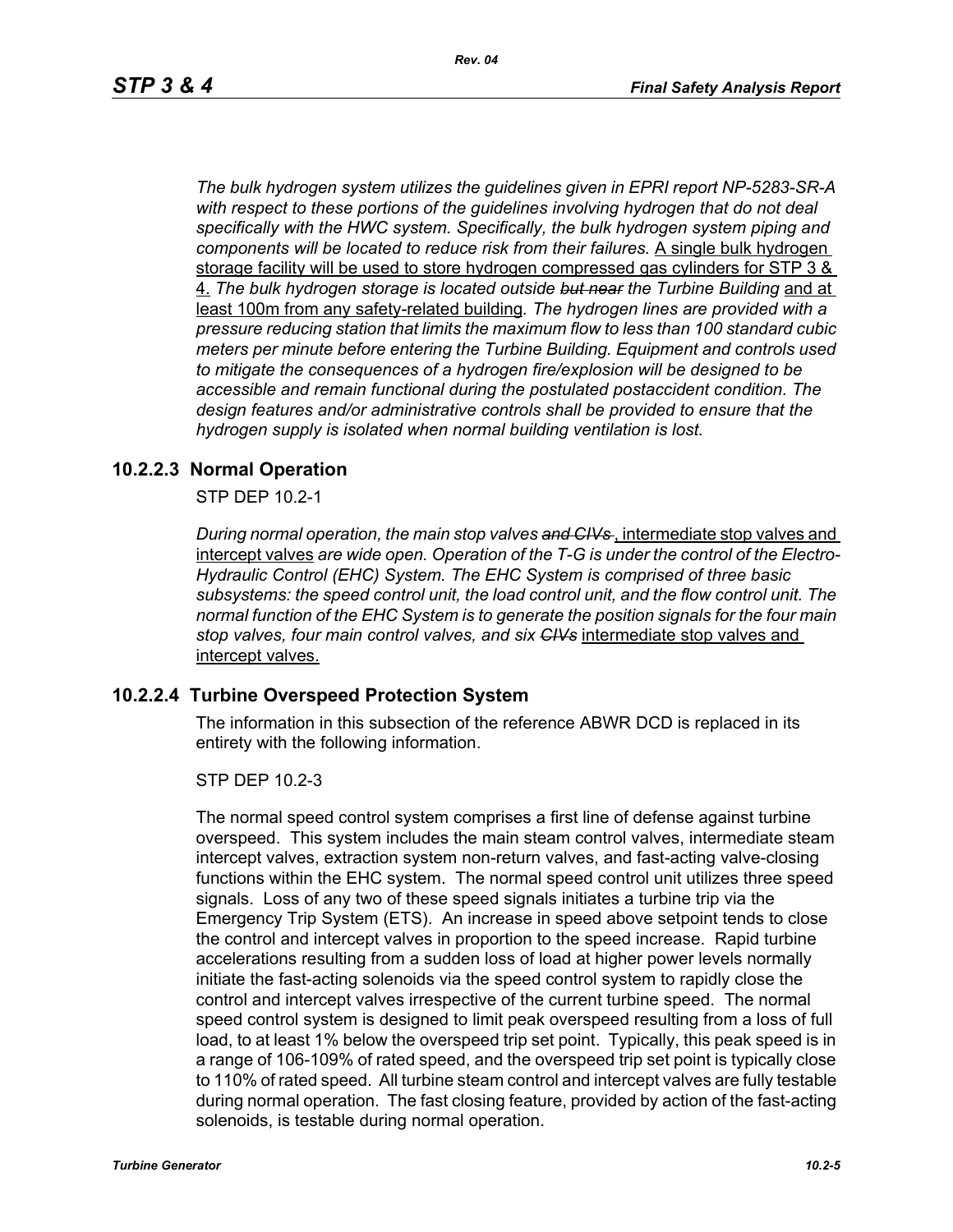*The bulk hydrogen system utilizes the guidelines given in EPRI report NP-5283-SR-A with respect to these portions of the guidelines involving hydrogen that do not deal specifically with the HWC system. Specifically, the bulk hydrogen system piping and components will be located to reduce risk from their failures.* A single bulk hydrogen storage facility will be used to store hydrogen compressed gas cylinders for STP 3 & 4. *The bulk hydrogen storage is located outside ~~but near~~ the Turbine Building* and at least 100m from any safety-related building*. The hydrogen lines are provided with a pressure reducing station that limits the maximum flow to less than 100 standard cubic meters per minute before entering the Turbine Building. Equipment and controls used to mitigate the consequences of a hydrogen fire/explosion will be designed to be accessible and remain functional during the postulated postaccident condition. The design features and/or administrative controls shall be provided to ensure that the hydrogen supply is isolated when normal building ventilation is lost.*

## 10.2.2.3 Normal Operation

STP DEP 10.2-1

*During normal operation, the main stop valves ~~and CIVs~~* , intermediate stop valves and intercept valves *are wide open. Operation of the T-G is under the control of the Electro-Hydraulic Control (EHC) System. The EHC System is comprised of three basic subsystems: the speed control unit, the load control unit, and the flow control unit. The normal function of the EHC System is to generate the position signals for the four main stop valves, four main control valves, and six ~~CIVs~~* intermediate stop valves and intercept valves.

## 10.2.2.4 Turbine Overspeed Protection System

The information in this subsection of the reference ABWR DCD is replaced in its entirety with the following information.

STP DEP 10.2-3

The normal speed control system comprises a first line of defense against turbine overspeed. This system includes the main steam control valves, intermediate steam intercept valves, extraction system non-return valves, and fast-acting valve-closing functions within the EHC system. The normal speed control unit utilizes three speed signals. Loss of any two of these speed signals initiates a turbine trip via the Emergency Trip System (ETS). An increase in speed above setpoint tends to close the control and intercept valves in proportion to the speed increase. Rapid turbine accelerations resulting from a sudden loss of load at higher power levels normally initiate the fast-acting solenoids via the speed control system to rapidly close the control and intercept valves irrespective of the current turbine speed. The normal speed control system is designed to limit peak overspeed resulting from a loss of full load, to at least 1% below the overspeed trip set point. Typically, this peak speed is in a range of 106-109% of rated speed, and the overspeed trip set point is typically close to 110% of rated speed. All turbine steam control and intercept valves are fully testable during normal operation. The fast closing feature, provided by action of the fast-acting solenoids, is testable during normal operation.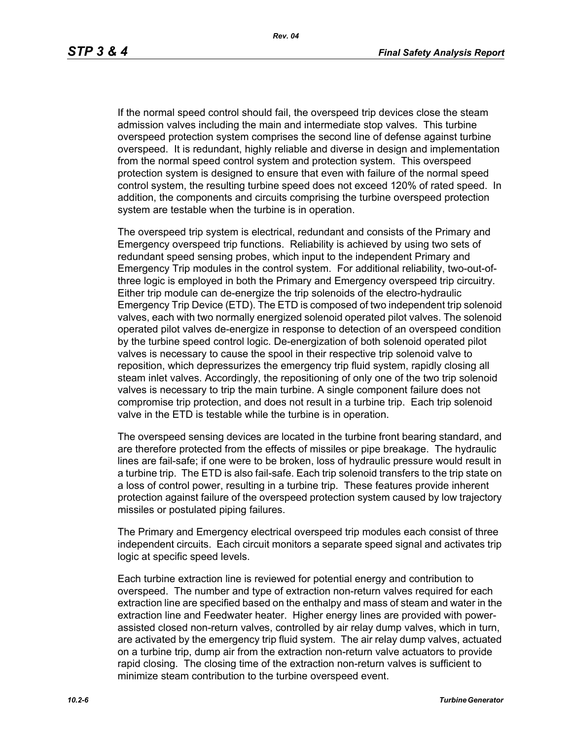If the normal speed control should fail, the overspeed trip devices close the steam admission valves including the main and intermediate stop valves. This turbine overspeed protection system comprises the second line of defense against turbine overspeed. It is redundant, highly reliable and diverse in design and implementation from the normal speed control system and protection system. This overspeed protection system is designed to ensure that even with failure of the normal speed control system, the resulting turbine speed does not exceed 120% of rated speed. In addition, the components and circuits comprising the turbine overspeed protection system are testable when the turbine is in operation.

The overspeed trip system is electrical, redundant and consists of the Primary and Emergency overspeed trip functions. Reliability is achieved by using two sets of redundant speed sensing probes, which input to the independent Primary and Emergency Trip modules in the control system. For additional reliability, two-out-of-three logic is employed in both the Primary and Emergency overspeed trip circuitry. Either trip module can de-energize the trip solenoids of the electro-hydraulic Emergency Trip Device (ETD). The ETD is composed of two independent trip solenoid valves, each with two normally energized solenoid operated pilot valves. The solenoid operated pilot valves de-energize in response to detection of an overspeed condition by the turbine speed control logic. De-energization of both solenoid operated pilot valves is necessary to cause the spool in their respective trip solenoid valve to reposition, which depressurizes the emergency trip fluid system, rapidly closing all steam inlet valves. Accordingly, the repositioning of only one of the two trip solenoid valves is necessary to trip the main turbine. A single component failure does not compromise trip protection, and does not result in a turbine trip. Each trip solenoid valve in the ETD is testable while the turbine is in operation.

The overspeed sensing devices are located in the turbine front bearing standard, and are therefore protected from the effects of missiles or pipe breakage. The hydraulic lines are fail-safe; if one were to be broken, loss of hydraulic pressure would result in a turbine trip. The ETD is also fail-safe. Each trip solenoid transfers to the trip state on a loss of control power, resulting in a turbine trip. These features provide inherent protection against failure of the overspeed protection system caused by low trajectory missiles or postulated piping failures.

The Primary and Emergency electrical overspeed trip modules each consist of three independent circuits. Each circuit monitors a separate speed signal and activates trip logic at specific speed levels.

Each turbine extraction line is reviewed for potential energy and contribution to overspeed. The number and type of extraction non-return valves required for each extraction line are specified based on the enthalpy and mass of steam and water in the extraction line and Feedwater heater. Higher energy lines are provided with power-assisted closed non-return valves, controlled by air relay dump valves, which in turn, are activated by the emergency trip fluid system. The air relay dump valves, actuated on a turbine trip, dump air from the extraction non-return valve actuators to provide rapid closing. The closing time of the extraction non-return valves is sufficient to minimize steam contribution to the turbine overspeed event.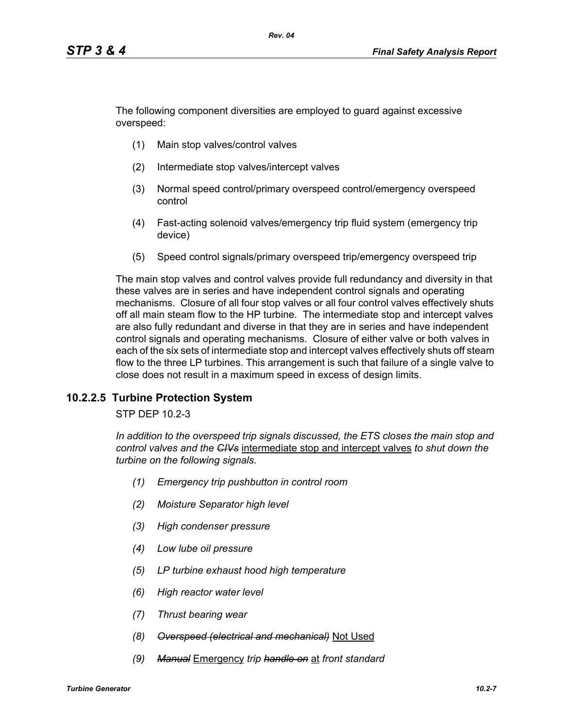The following component diversities are employed to guard against excessive overspeed:

(1) Main stop valves/control valves

(2) Intermediate stop valves/intercept valves

(3) Normal speed control/primary overspeed control/emergency overspeed control

(4) Fast-acting solenoid valves/emergency trip fluid system (emergency trip device)

(5) Speed control signals/primary overspeed trip/emergency overspeed trip

The main stop valves and control valves provide full redundancy and diversity in that these valves are in series and have independent control signals and operating mechanisms. Closure of all four stop valves or all four control valves effectively shuts off all main steam flow to the HP turbine. The intermediate stop and intercept valves are also fully redundant and diverse in that they are in series and have independent control signals and operating mechanisms. Closure of either valve or both valves in each of the six sets of intermediate stop and intercept valves effectively shuts off steam flow to the three LP turbines. This arrangement is such that failure of a single valve to close does not result in a maximum speed in excess of design limits.

### 10.2.2.5 Turbine Protection System

STP DEP 10.2-3

*In addition to the overspeed trip signals discussed, the ETS closes the main stop and control valves and the ~~CIVs~~* intermediate stop and intercept valves *to shut down the turbine on the following signals.*

*(1) Emergency trip pushbutton in control room*

*(2) Moisture Separator high level*

*(3) High condenser pressure*

*(4) Low lube oil pressure*

*(5) LP turbine exhaust hood high temperature*

*(6) High reactor water level*

*(7) Thrust bearing wear*

*(8) ~~Overspeed (electrical and mechanical)~~* Not Used

*(9) ~~Manual~~* Emergency *trip ~~handle on~~* at *front standard*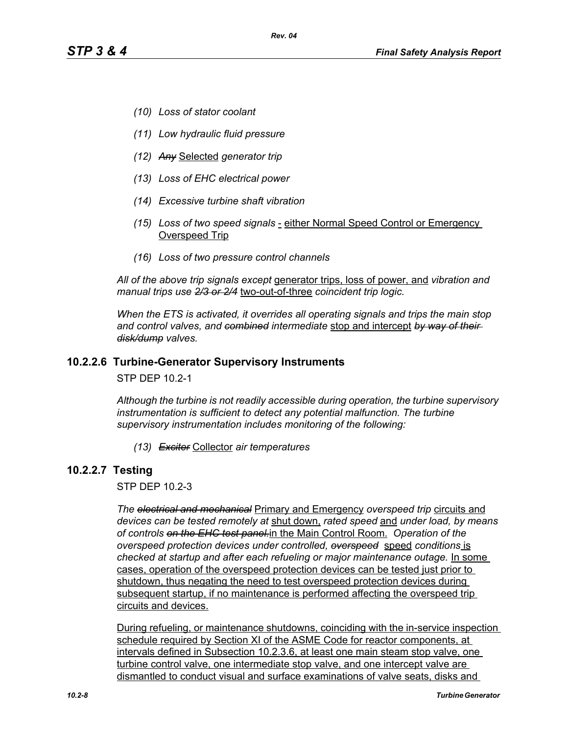*(10) Loss of stator coolant*

*(11) Low hydraulic fluid pressure*

*(12) ~~Any~~* Selected *generator trip*

*(13) Loss of EHC electrical power*

*(14) Excessive turbine shaft vibration*

*(15) Loss of two speed signals* - either Normal Speed Control or Emergency Overspeed Trip

*(16) Loss of two pressure control channels*

*All of the above trip signals except* generator trips, loss of power, and *vibration and manual trips use ~~2/3 or 2/4~~* two-out-of-three *coincident trip logic.*

*When the ETS is activated, it overrides all operating signals and trips the main stop and control valves, and ~~combined~~ intermediate* stop and intercept *~~by way of their disk/dump~~ valves.*

### 10.2.2.6 Turbine-Generator Supervisory Instruments

STP DEP 10.2-1

*Although the turbine is not readily accessible during operation, the turbine supervisory instrumentation is sufficient to detect any potential malfunction. The turbine supervisory instrumentation includes monitoring of the following:*

*(13) ~~Exciter~~* Collector *air temperatures*

### 10.2.2.7 Testing

STP DEP 10.2-3

*The ~~electrical and mechanical~~* Primary and Emergency *overspeed trip* circuits and *devices can be tested remotely at* shut down, *rated speed* and *under load, by means of controls ~~on the EHC test panel.~~*in the Main Control Room. *Operation of the overspeed protection devices under controlled, ~~overspeed~~* speed *conditions* is *checked at startup and after each refueling or major maintenance outage.* In some cases, operation of the overspeed protection devices can be tested just prior to shutdown, thus negating the need to test overspeed protection devices during subsequent startup, if no maintenance is performed affecting the overspeed trip circuits and devices.

During refueling, or maintenance shutdowns, coinciding with the in-service inspection schedule required by Section XI of the ASME Code for reactor components, at intervals defined in Subsection 10.2.3.6, at least one main steam stop valve, one turbine control valve, one intermediate stop valve, and one intercept valve are dismantled to conduct visual and surface examinations of valve seats, disks and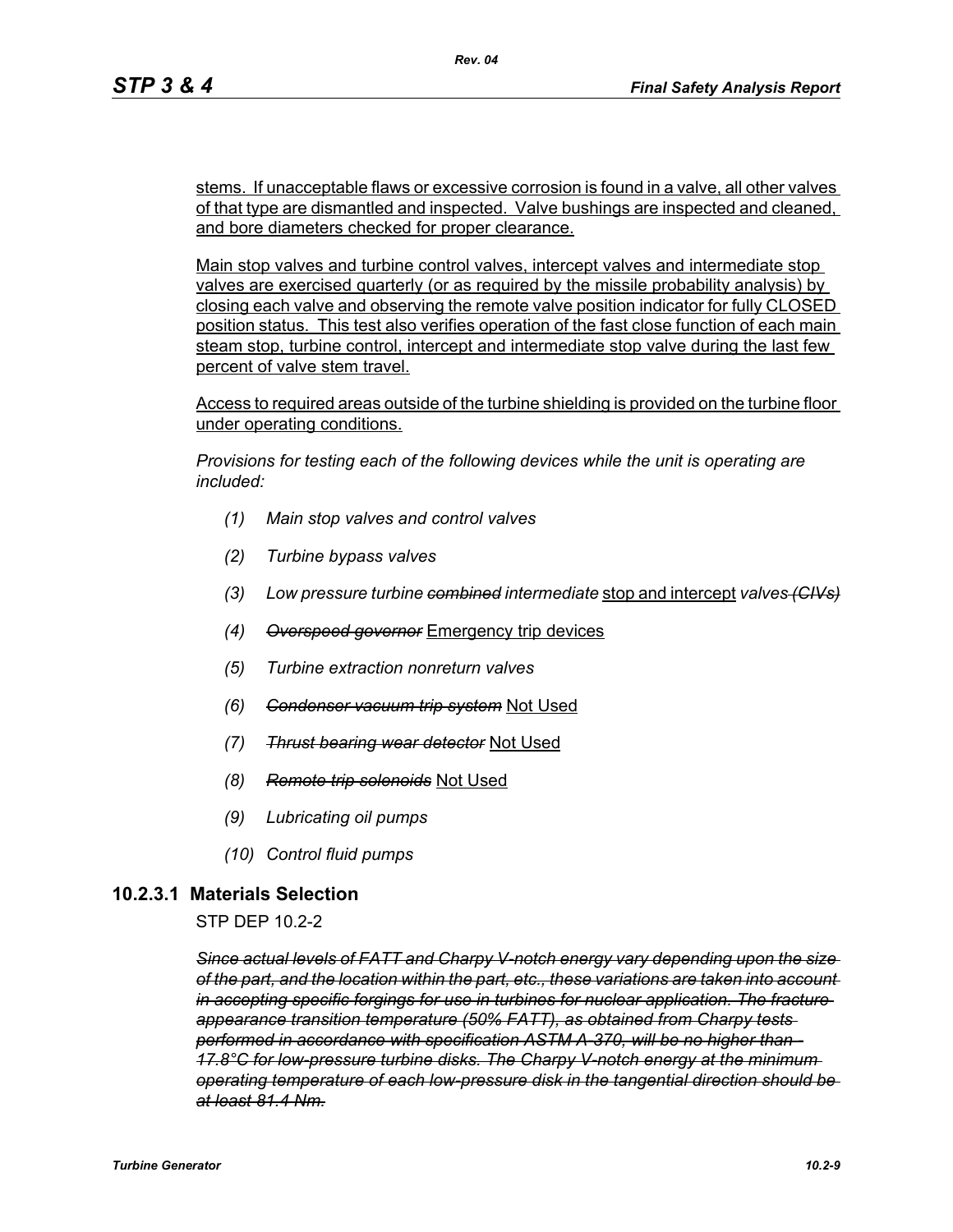stems. If unacceptable flaws or excessive corrosion is found in a valve, all other valves of that type are dismantled and inspected. Valve bushings are inspected and cleaned, and bore diameters checked for proper clearance.

Main stop valves and turbine control valves, intercept valves and intermediate stop valves are exercised quarterly (or as required by the missile probability analysis) by closing each valve and observing the remote valve position indicator for fully CLOSED position status. This test also verifies operation of the fast close function of each main steam stop, turbine control, intercept and intermediate stop valve during the last few percent of valve stem travel.

Access to required areas outside of the turbine shielding is provided on the turbine floor under operating conditions.

*Provisions for testing each of the following devices while the unit is operating are included:*

*(1) Main stop valves and control valves*

*(2) Turbine bypass valves*

*(3) Low pressure turbine ~~combined~~ intermediate* stop and intercept *valves ~~(CIVs)~~*

*(4) ~~Overspeed governor~~* Emergency trip devices

*(5) Turbine extraction nonreturn valves*

*(6) ~~Condenser vacuum trip system~~* Not Used

*(7) ~~Thrust bearing wear detector~~* Not Used

*(8) ~~Remote trip solenoids~~* Not Used

*(9) Lubricating oil pumps*

*(10) Control fluid pumps*

### 10.2.3.1 Materials Selection

STP DEP 10.2-2

***~~Since actual levels of FATT and Charpy V-notch energy vary depending upon the size of the part, and the location within the part, etc., these variations are taken into account in accepting specific forgings for use in turbines for nuclear application. The fracture appearance transition temperature (50% FATT), as obtained from Charpy tests performed in accordance with specification ASTM A-370, will be no higher than -17.8°C for low-pressure turbine disks. The Charpy V-notch energy at the minimum operating temperature of each low-pressure disk in the tangential direction should be at least 81.4 Nm.~~***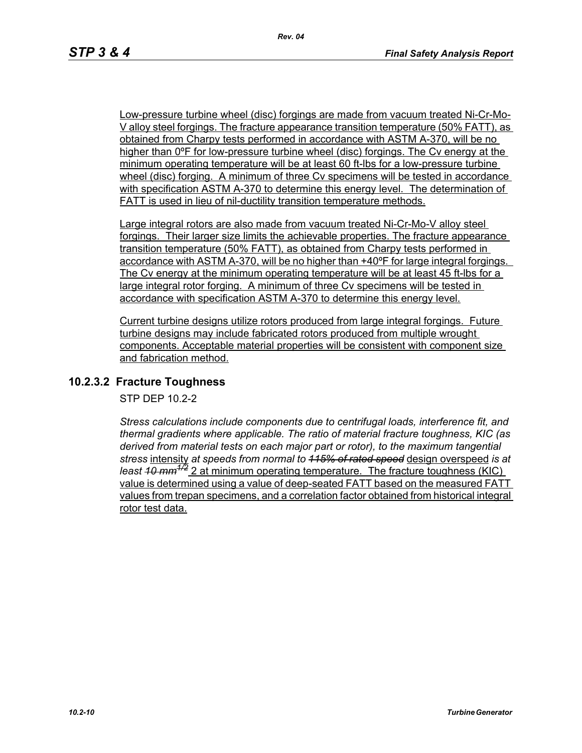Low-pressure turbine wheel (disc) forgings are made from vacuum treated Ni-Cr-Mo-V alloy steel forgings. The fracture appearance transition temperature (50% FATT), as obtained from Charpy tests performed in accordance with ASTM A-370, will be no higher than 0ºF for low-pressure turbine wheel (disc) forgings. The Cv energy at the minimum operating temperature will be at least 60 ft-lbs for a low-pressure turbine wheel (disc) forging. A minimum of three Cv specimens will be tested in accordance with specification ASTM A-370 to determine this energy level. The determination of FATT is used in lieu of nil-ductility transition temperature methods.

Large integral rotors are also made from vacuum treated Ni-Cr-Mo-V alloy steel forgings. Their larger size limits the achievable properties. The fracture appearance transition temperature (50% FATT), as obtained from Charpy tests performed in accordance with ASTM A-370, will be no higher than +40ºF for large integral forgings. The Cv energy at the minimum operating temperature will be at least 45 ft-lbs for a large integral rotor forging. A minimum of three Cv specimens will be tested in accordance with specification ASTM A-370 to determine this energy level.

Current turbine designs utilize rotors produced from large integral forgings. Future turbine designs may include fabricated rotors produced from multiple wrought components. Acceptable material properties will be consistent with component size and fabrication method.

### 10.2.3.2 Fracture Toughness

STP DEP 10.2-2

*Stress calculations include components due to centrifugal loads, interference fit, and thermal gradients where applicable. The ratio of material fracture toughness, KIC (as derived from material tests on each major part or rotor), to the maximum tangential stress* intensity *at speeds from normal to ~~115% of rated speed~~* design overspeed *is at least ~~10 mm$^{1/2}$~~* 2 at minimum operating temperature. The fracture toughness (KIC) value is determined using a value of deep-seated FATT based on the measured FATT values from trepan specimens, and a correlation factor obtained from historical integral rotor test data.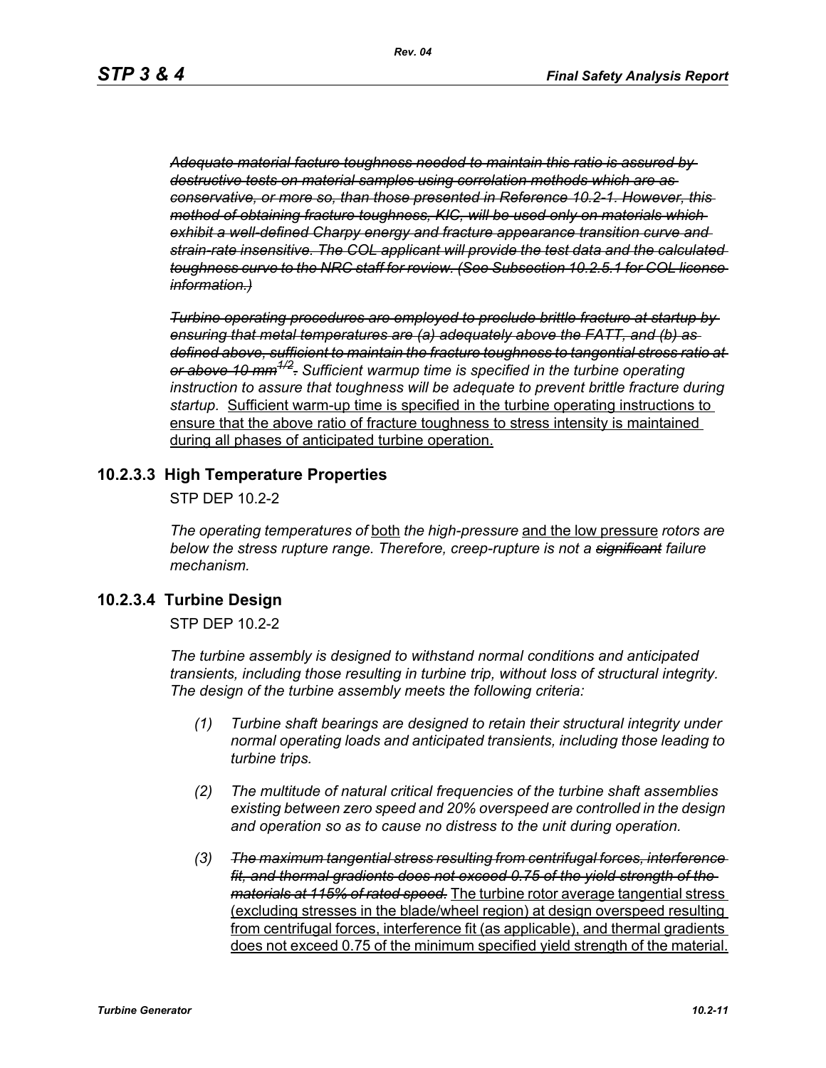~~*Adequate material facture toughness needed to maintain this ratio is assured by destructive tests on material samples using correlation methods which are as conservative, or more so, than those presented in Reference 10.2-1. However, this method of obtaining fracture toughness, KIC, will be used only on materials which exhibit a well-defined Charpy energy and fracture appearance transition curve and strain-rate insensitive. The COL applicant will provide the test data and the calculated toughness curve to the NRC staff for review. (See Subsection 10.2.5.1 for COL license information.)*~~

~~*Turbine operating procedures are employed to preclude brittle fracture at startup by ensuring that metal temperatures are (a) adequately above the FATT, and (b) as defined above, sufficient to maintain the fracture toughness to tangential stress ratio at or above 10 mm*$^{1/2}$*.*~~ *Sufficient warmup time is specified in the turbine operating instruction to assure that toughness will be adequate to prevent brittle fracture during startup.* <u>Sufficient warm-up time is specified in the turbine operating instructions to ensure that the above ratio of fracture toughness to stress intensity is maintained during all phases of anticipated turbine operation.</u>

## 10.2.3.3 High Temperature Properties

STP DEP 10.2-2

*The operating temperatures of* <u>both</u> *the high-pressure* <u>and the low pressure</u> *rotors are below the stress rupture range. Therefore, creep-rupture is not a* ~~*significant*~~ *failure mechanism.*

## 10.2.3.4 Turbine Design

STP DEP 10.2-2

*The turbine assembly is designed to withstand normal conditions and anticipated transients, including those resulting in turbine trip, without loss of structural integrity. The design of the turbine assembly meets the following criteria:*

*(1) Turbine shaft bearings are designed to retain their structural integrity under normal operating loads and anticipated transients, including those leading to turbine trips.*

*(2) The multitude of natural critical frequencies of the turbine shaft assemblies existing between zero speed and 20% overspeed are controlled in the design and operation so as to cause no distress to the unit during operation.*

*(3)* ~~*The maximum tangential stress resulting from centrifugal forces, interference fit, and thermal gradients does not exceed 0.75 of the yield strength of the materials at 115% of rated speed.*~~ <u>The turbine rotor average tangential stress (excluding stresses in the blade/wheel region) at design overspeed resulting from centrifugal forces, interference fit (as applicable), and thermal gradients does not exceed 0.75 of the minimum specified yield strength of the material.</u>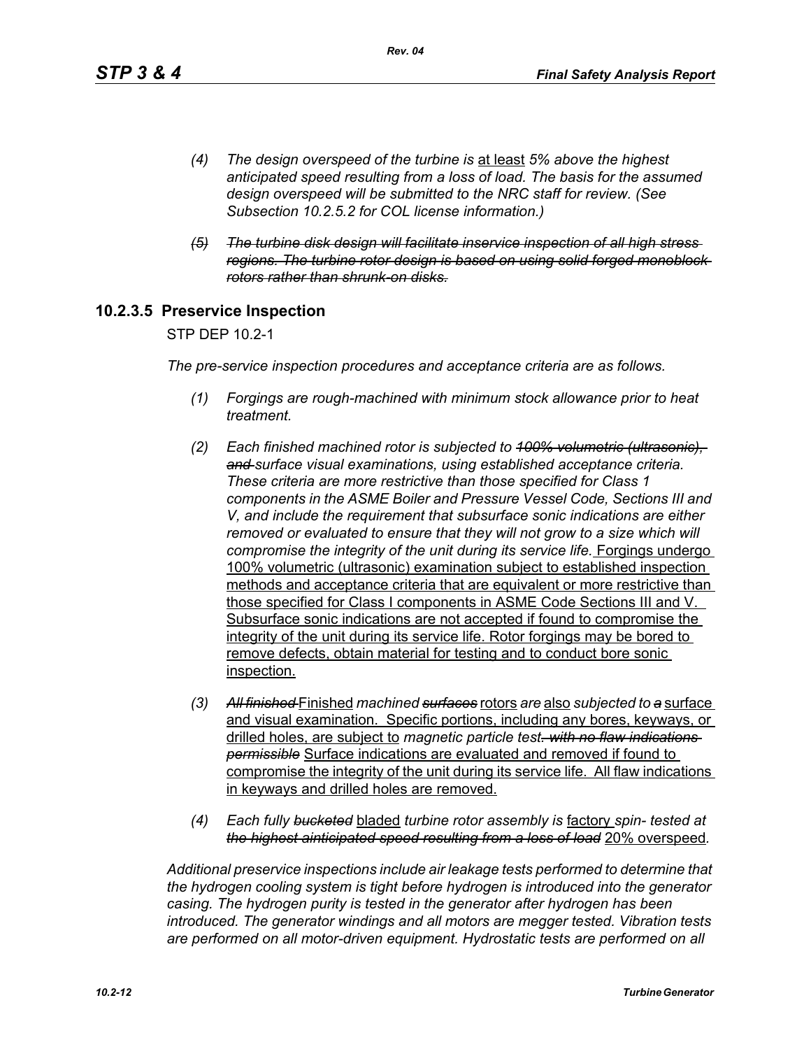*(4) The design overspeed of the turbine is* at least *5% above the highest anticipated speed resulting from a loss of load. The basis for the assumed design overspeed will be submitted to the NRC staff for review. (See Subsection 10.2.5.2 for COL license information.)*

*~~(5) The turbine disk design will facilitate inservice inspection of all high stress regions. The turbine rotor design is based on using solid forged monoblock rotors rather than shrunk-on disks.~~*

### 10.2.3.5 Preservice Inspection

STP DEP 10.2-1

*The pre-service inspection procedures and acceptance criteria are as follows.*

*(1) Forgings are rough-machined with minimum stock allowance prior to heat treatment.*

*(2) Each finished machined rotor is subjected to ~~100% volumetric (ultrasonic), and~~ surface visual examinations, using established acceptance criteria. These criteria are more restrictive than those specified for Class 1 components in the ASME Boiler and Pressure Vessel Code, Sections III and V, and include the requirement that subsurface sonic indications are either removed or evaluated to ensure that they will not grow to a size which will compromise the integrity of the unit during its service life.* Forgings undergo 100% volumetric (ultrasonic) examination subject to established inspection methods and acceptance criteria that are equivalent or more restrictive than those specified for Class I components in ASME Code Sections III and V. Subsurface sonic indications are not accepted if found to compromise the integrity of the unit during its service life. Rotor forgings may be bored to remove defects, obtain material for testing and to conduct bore sonic inspection.

*(3) ~~All finished~~* Finished *machined ~~surfaces~~* rotors *are* also *subjected to ~~a~~* surface and visual examination. Specific portions, including any bores, keyways, or drilled holes, are subject to *magnetic particle test~~. with no flaw indications permissible~~* Surface indications are evaluated and removed if found to compromise the integrity of the unit during its service life. All flaw indications in keyways and drilled holes are removed.

*(4) Each fully ~~bucketed~~* bladed *turbine rotor assembly is* factory *spin- tested at ~~the highest aint​icipated speed resulting from a loss of load~~* 20% overspeed*.*

*Additional preservice inspections include air leakage tests performed to determine that the hydrogen cooling system is tight before hydrogen is introduced into the generator casing. The hydrogen purity is tested in the generator after hydrogen has been introduced. The generator windings and all motors are megger tested. Vibration tests are performed on all motor-driven equipment. Hydrostatic tests are performed on all*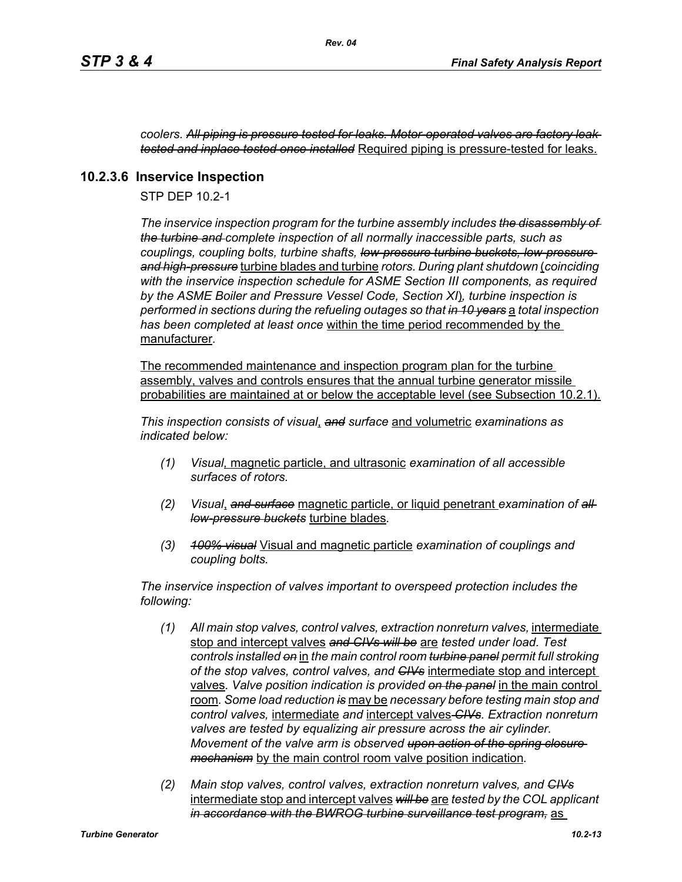*coolers. ~~All piping is pressure tested for leaks. Motor-operated valves are factory leak tested and inplace tested once installed~~* <u>Required piping is pressure-tested for leaks.</u>

### 10.2.3.6 Inservice Inspection

STP DEP 10.2-1

*The inservice inspection program for the turbine assembly includes ~~the disassembly of the turbine and~~ complete inspection of all normally inaccessible parts, such as couplings, coupling bolts, turbine shafts, ~~low-pressure turbine buckets, low-pressure and high-pressure~~* <u>turbine blades and turbine</u> *rotors. During plant shutdown* <u>(</u>*coinciding with the inservice inspection schedule for ASME Section III components, as required by the ASME Boiler and Pressure Vessel Code, Section XI*<u>)</u>*, turbine inspection is performed in sections during the refueling outages so that ~~in 10 years~~* <u>a</u> *total inspection has been completed at least once* <u>within the time period recommended by the manufacturer</u>.

<u>The recommended maintenance and inspection program plan for the turbine assembly, valves and controls ensures that the annual turbine generator missile probabilities are maintained at or below the acceptable level (see Subsection 10.2.1).</u>

*This inspection consists of visual*<u>,</u> *~~and~~ surface* <u>and volumetric</u> *examinations as indicated below:*

*(1) Visual*<u>, magnetic particle, and ultrasonic</u> *examination of all accessible surfaces of rotors.*

*(2) Visual*<u>,</u> *~~and surface~~* <u>magnetic particle, or liquid penetrant</u> *examination of ~~all low-pressure buckets~~* <u>turbine blades</u>*.*

*(3) ~~100% visual~~* <u>Visual and magnetic particle</u> *examination of couplings and coupling bolts.*

*The inservice inspection of valves important to overspeed protection includes the following:*

*(1) All main stop valves, control valves, extraction nonreturn valves,* <u>intermediate stop and intercept valves</u> *~~and CIVs will be~~* <u>are</u> *tested under load. Test controls installed ~~on~~* <u>in</u> *the main control room ~~turbine panel~~ permit full stroking of the stop valves, control valves, and ~~CIVs~~* <u>intermediate stop and intercept valves</u>*. Valve position indication is provided ~~on the panel~~* <u>in the main control room</u>*. Some load reduction ~~is~~* <u>may be</u> *necessary before testing main stop and control valves,* <u>intermediate</u> *and* <u>intercept valves</u> *~~CIVs~~. Extraction nonreturn valves are tested by equalizing air pressure across the air cylinder. Movement of the valve arm is observed ~~upon action of the spring closure mechanism~~* <u>by the main control room valve position indication</u>*.*

*(2) Main stop valves, control valves, extraction nonreturn valves, and ~~CIVs~~* <u>intermediate stop and intercept valves</u> *~~will be~~* <u>are</u> *tested by the COL applicant ~~in accordance with the BWROG turbine surveillance test program,~~* <u>as</u>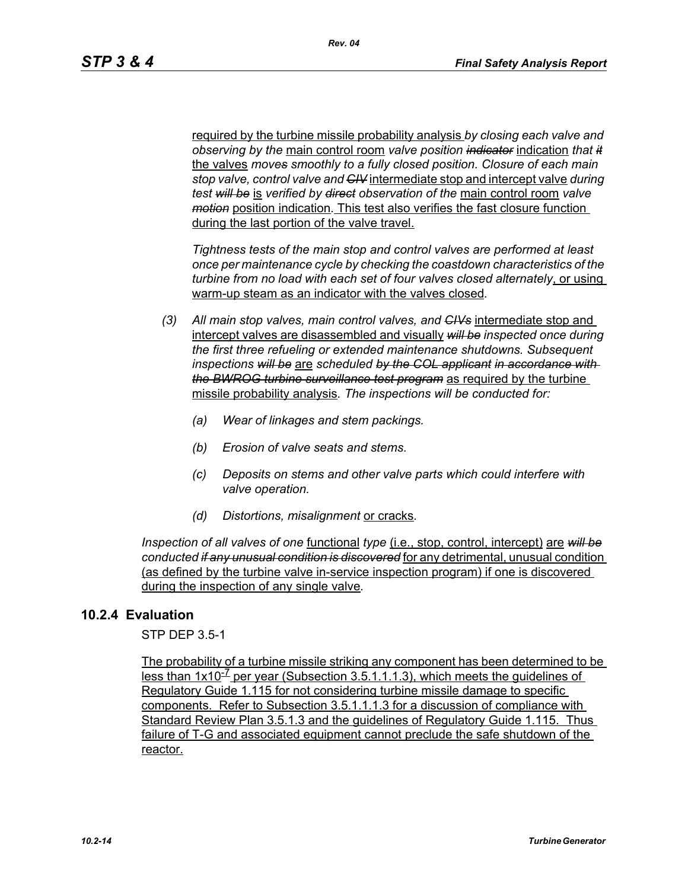required by the turbine missile probability analysis *by closing each valve and observing by the* main control room *valve position* ~~*indicator*~~ indication *that* ~~*it*~~ the valves *move*~~*s*~~ *smoothly to a fully closed position. Closure of each main stop valve, control valve and* ~~*CIV*~~ intermediate stop and intercept valve *during test* ~~*will be*~~ is *verified by* ~~*direct*~~ *observation of the* main control room *valve* ~~*motion*~~ position indication*.* This test also verifies the fast closure function during the last portion of the valve travel.

*Tightness tests of the main stop and control valves are performed at least once per maintenance cycle by checking the coastdown characteristics of the turbine from no load with each set of four valves closed alternately*, or using warm-up steam as an indicator with the valves closed*.*

*(3)* *All main stop valves, main control valves, and* ~~*CIVs*~~ intermediate stop and intercept valves are disassembled and visually ~~*will be*~~ *inspected once during the first three refueling or extended maintenance shutdowns. Subsequent inspections* ~~*will be*~~ are *scheduled* ~~*by the COL applicant*~~ ~~*in accordance with the BWROG turbine surveillance test program*~~ as required by the turbine missile probability analysis*. The inspections will be conducted for:*

*(a)* *Wear of linkages and stem packings.*

*(b)* *Erosion of valve seats and stems.*

*(c)* *Deposits on stems and other valve parts which could interfere with valve operation.*

*(d)* *Distortions, misalignment* or cracks*.*

*Inspection of all valves of one* functional *type* (i.e., stop, control, intercept) are ~~*will be*~~ *conducted* ~~*if any unusual condition is discovered*~~ for any detrimental, unusual condition (as defined by the turbine valve in-service inspection program) if one is discovered during the inspection of any single valve*.*

## 10.2.4 Evaluation

STP DEP 3.5-1

The probability of a turbine missile striking any component has been determined to be less than $1x10^{-7}$ per year (Subsection 3.5.1.1.1.3), which meets the guidelines of Regulatory Guide 1.115 for not considering turbine missile damage to specific components. Refer to Subsection 3.5.1.1.1.3 for a discussion of compliance with Standard Review Plan 3.5.1.3 and the guidelines of Regulatory Guide 1.115. Thus failure of T-G and associated equipment cannot preclude the safe shutdown of the reactor.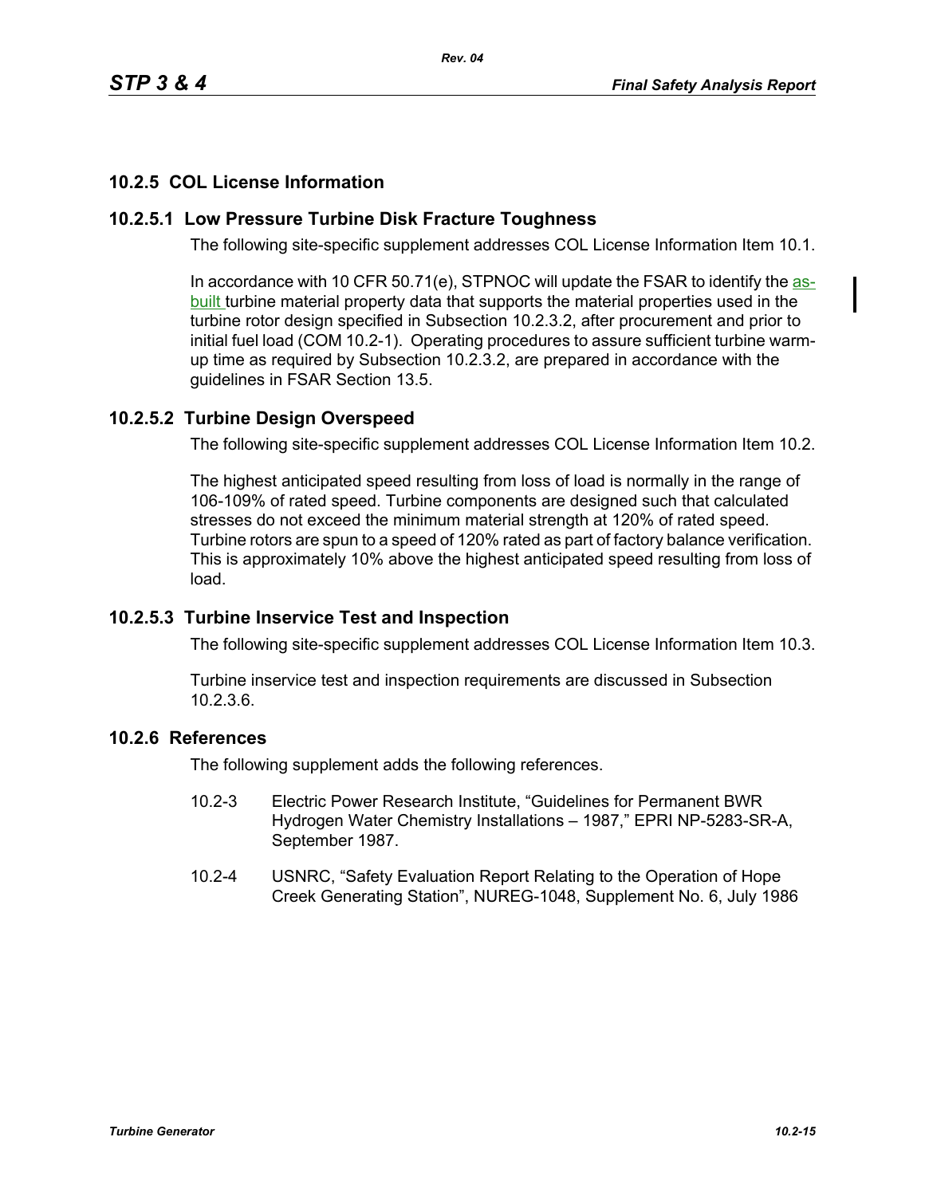## 10.2.5 COL License Information

### 10.2.5.1 Low Pressure Turbine Disk Fracture Toughness

The following site-specific supplement addresses COL License Information Item 10.1.

In accordance with 10 CFR 50.71(e), STPNOC will update the FSAR to identify the as-built turbine material property data that supports the material properties used in the turbine rotor design specified in Subsection 10.2.3.2, after procurement and prior to initial fuel load (COM 10.2-1). Operating procedures to assure sufficient turbine warm-up time as required by Subsection 10.2.3.2, are prepared in accordance with the guidelines in FSAR Section 13.5.

### 10.2.5.2 Turbine Design Overspeed

The following site-specific supplement addresses COL License Information Item 10.2.

The highest anticipated speed resulting from loss of load is normally in the range of 106-109% of rated speed. Turbine components are designed such that calculated stresses do not exceed the minimum material strength at 120% of rated speed. Turbine rotors are spun to a speed of 120% rated as part of factory balance verification. This is approximately 10% above the highest anticipated speed resulting from loss of load.

### 10.2.5.3 Turbine Inservice Test and Inspection

The following site-specific supplement addresses COL License Information Item 10.3.

Turbine inservice test and inspection requirements are discussed in Subsection 10.2.3.6.

## 10.2.6 References

The following supplement adds the following references.

10.2-3 Electric Power Research Institute, “Guidelines for Permanent BWR Hydrogen Water Chemistry Installations – 1987,” EPRI NP-5283-SR-A, September 1987.

10.2-4 USNRC, “Safety Evaluation Report Relating to the Operation of Hope Creek Generating Station”, NUREG-1048, Supplement No. 6, July 1986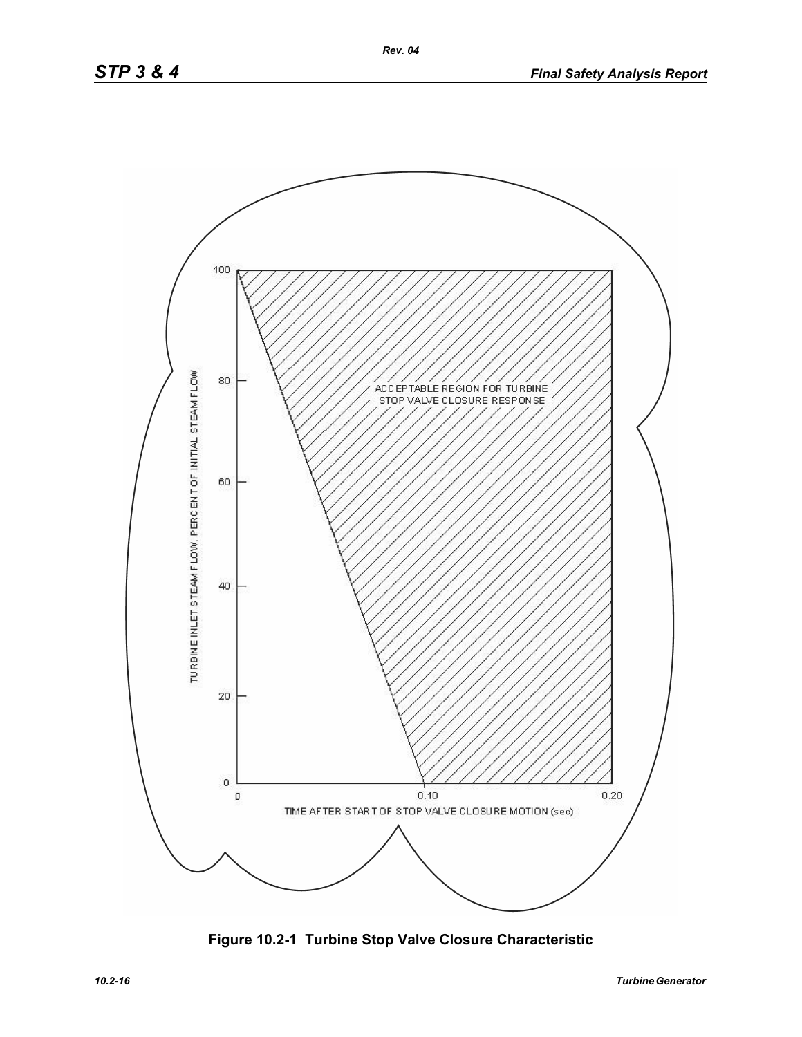100

80

60

40

20

0

0 0.10 0.20

TURBINE INLET STEAM FLOW, PERCENT OF INITIAL STEAM FLOW

TIME AFTER START OF STOP VALVE CLOSURE MOTION (sec)

ACCEPTABLE REGION FOR TURBINE STOP VALVE CLOSURE RESPONSE

**Figure 10.2-1 Turbine Stop Valve Closure Characteristic**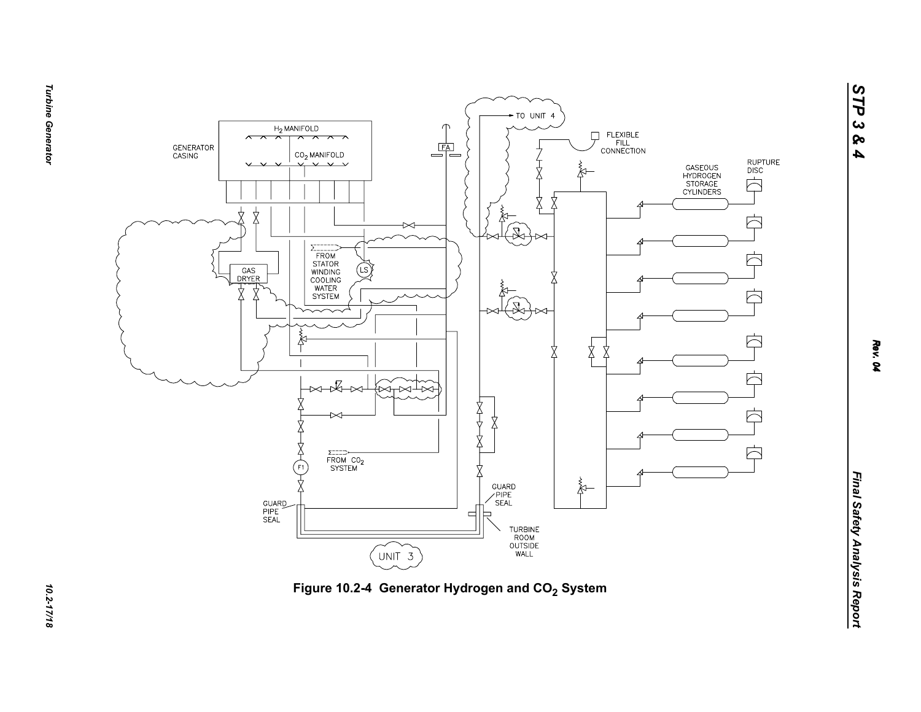GENERATOR CASING

$H_2$ MANIFOLD

$CO_2$ MANIFOLD

FA

TO UNIT 4

FLEXIBLE FILL CONNECTION

GASEOUS HYDROGEN STORAGE CYLINDERS

RUPTURE DISC

GAS DRYER

FROM STATOR WINDING COOLING WATER SYSTEM

LS

FROM $CO_2$ SYSTEM

F1

GUARD PIPE SEAL

GUARD PIPE SEAL

TURBINE ROOM OUTSIDE WALL

UNIT 3

Figure 10.2-4 Generator Hydrogen and $CO_2$ System